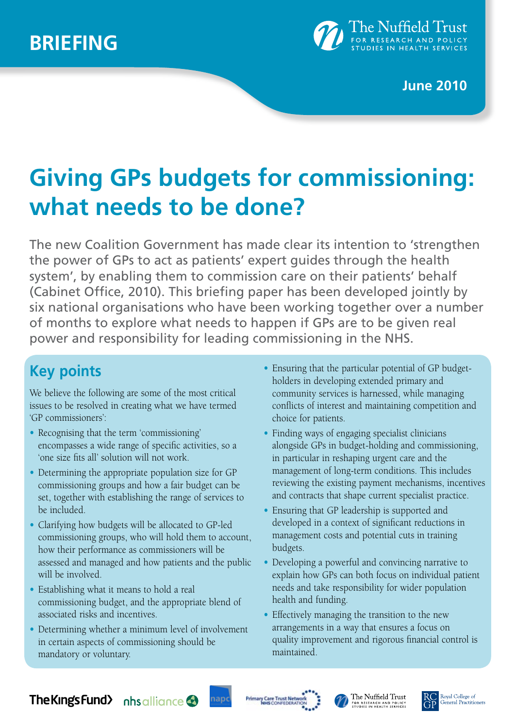BRIEFING

The Nuffield Trust
FOR RESEARCH AND POLICY STUDIES IN HEALTH SERVICES

June 2010

# Giving GPs budgets for commissioning: what needs to be done?

The new Coalition Government has made clear its intention to 'strengthen the power of GPs to act as patients' expert guides through the health system', by enabling them to commission care on their patients' behalf (Cabinet Office, 2010). This briefing paper has been developed jointly by six national organisations who have been working together over a number of months to explore what needs to happen if GPs are to be given real power and responsibility for leading commissioning in the NHS.

## Key points

We believe the following are some of the most critical issues to be resolved in creating what we have termed 'GP commissioners':

- Recognising that the term 'commissioning' encompasses a wide range of specific activities, so a 'one size fits all' solution will not work.
- Determining the appropriate population size for GP commissioning groups and how a fair budget can be set, together with establishing the range of services to be included.
- Clarifying how budgets will be allocated to GP-led commissioning groups, who will hold them to account, how their performance as commissioners will be assessed and managed and how patients and the public will be involved.
- Establishing what it means to hold a real commissioning budget, and the appropriate blend of associated risks and incentives.
- Determining whether a minimum level of involvement in certain aspects of commissioning should be mandatory or voluntary.
- Ensuring that the particular potential of GP budget-holders in developing extended primary and community services is harnessed, while managing conflicts of interest and maintaining competition and choice for patients.
- Finding ways of engaging specialist clinicians alongside GPs in budget-holding and commissioning, in particular in reshaping urgent care and the management of long-term conditions. This includes reviewing the existing payment mechanisms, incentives and contracts that shape current specialist practice.
- Ensuring that GP leadership is supported and developed in a context of significant reductions in management costs and potential cuts in training budgets.
- Developing a powerful and convincing narrative to explain how GPs can both focus on individual patient needs and take responsibility for wider population health and funding.
- Effectively managing the transition to the new arrangements in a way that ensures a focus on quality improvement and rigorous financial control is maintained.

The King's Fund | nhs alliance | napc | Primary Care Trust Network NHS Confederation | The Nuffield Trust for Research and Policy Studies in Health Services | Royal College of General Practitioners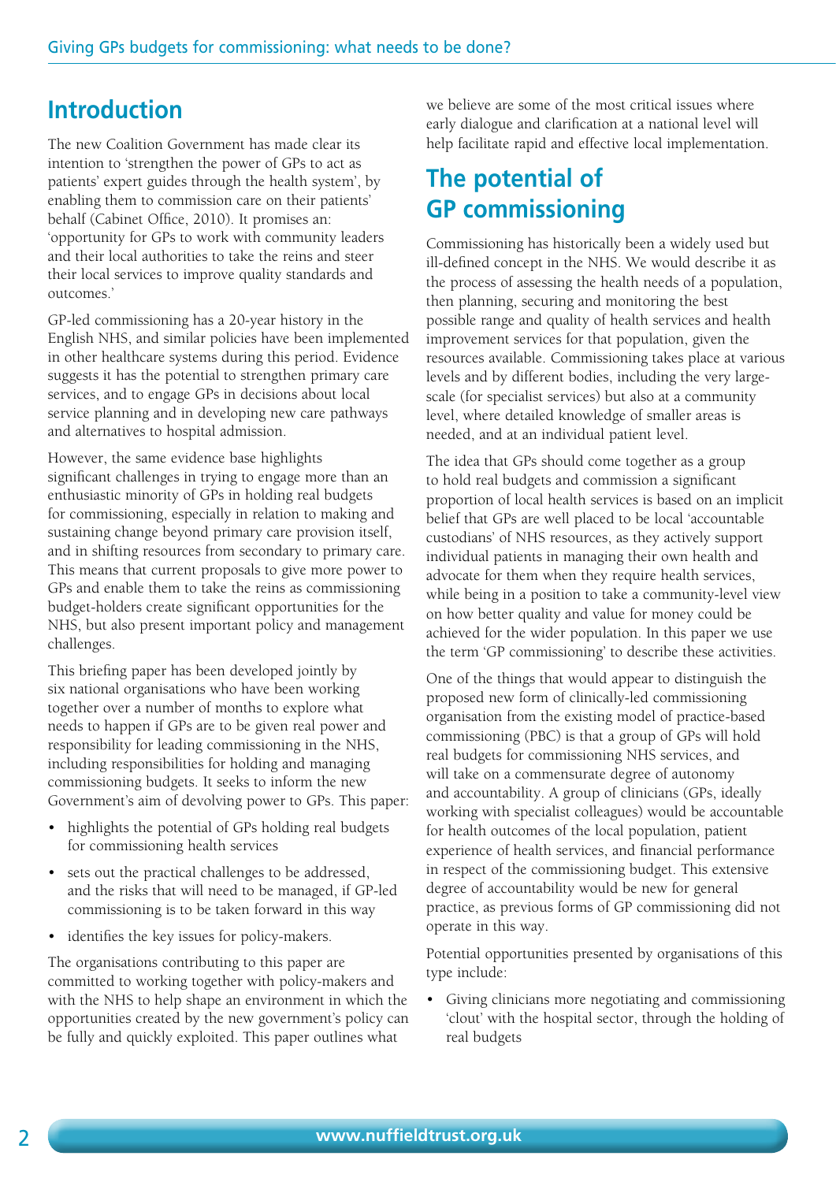## Introduction

The new Coalition Government has made clear its intention to 'strengthen the power of GPs to act as patients' expert guides through the health system', by enabling them to commission care on their patients' behalf (Cabinet Office, 2010). It promises an: 'opportunity for GPs to work with community leaders and their local authorities to take the reins and steer their local services to improve quality standards and outcomes.'

GP-led commissioning has a 20-year history in the English NHS, and similar policies have been implemented in other healthcare systems during this period. Evidence suggests it has the potential to strengthen primary care services, and to engage GPs in decisions about local service planning and in developing new care pathways and alternatives to hospital admission.

However, the same evidence base highlights significant challenges in trying to engage more than an enthusiastic minority of GPs in holding real budgets for commissioning, especially in relation to making and sustaining change beyond primary care provision itself, and in shifting resources from secondary to primary care. This means that current proposals to give more power to GPs and enable them to take the reins as commissioning budget-holders create significant opportunities for the NHS, but also present important policy and management challenges.

This briefing paper has been developed jointly by six national organisations who have been working together over a number of months to explore what needs to happen if GPs are to be given real power and responsibility for leading commissioning in the NHS, including responsibilities for holding and managing commissioning budgets. It seeks to inform the new Government's aim of devolving power to GPs. This paper:

- highlights the potential of GPs holding real budgets for commissioning health services
- sets out the practical challenges to be addressed, and the risks that will need to be managed, if GP-led commissioning is to be taken forward in this way
- identifies the key issues for policy-makers.

The organisations contributing to this paper are committed to working together with policy-makers and with the NHS to help shape an environment in which the opportunities created by the new government's policy can be fully and quickly exploited. This paper outlines what we believe are some of the most critical issues where early dialogue and clarification at a national level will help facilitate rapid and effective local implementation.

## The potential of GP commissioning

Commissioning has historically been a widely used but ill-defined concept in the NHS. We would describe it as the process of assessing the health needs of a population, then planning, securing and monitoring the best possible range and quality of health services and health improvement services for that population, given the resources available. Commissioning takes place at various levels and by different bodies, including the very large-scale (for specialist services) but also at a community level, where detailed knowledge of smaller areas is needed, and at an individual patient level.

The idea that GPs should come together as a group to hold real budgets and commission a significant proportion of local health services is based on an implicit belief that GPs are well placed to be local 'accountable custodians' of NHS resources, as they actively support individual patients in managing their own health and advocate for them when they require health services, while being in a position to take a community-level view on how better quality and value for money could be achieved for the wider population. In this paper we use the term 'GP commissioning' to describe these activities.

One of the things that would appear to distinguish the proposed new form of clinically-led commissioning organisation from the existing model of practice-based commissioning (PBC) is that a group of GPs will hold real budgets for commissioning NHS services, and will take on a commensurate degree of autonomy and accountability. A group of clinicians (GPs, ideally working with specialist colleagues) would be accountable for health outcomes of the local population, patient experience of health services, and financial performance in respect of the commissioning budget. This extensive degree of accountability would be new for general practice, as previous forms of GP commissioning did not operate in this way.

Potential opportunities presented by organisations of this type include:

- Giving clinicians more negotiating and commissioning 'clout' with the hospital sector, through the holding of real budgets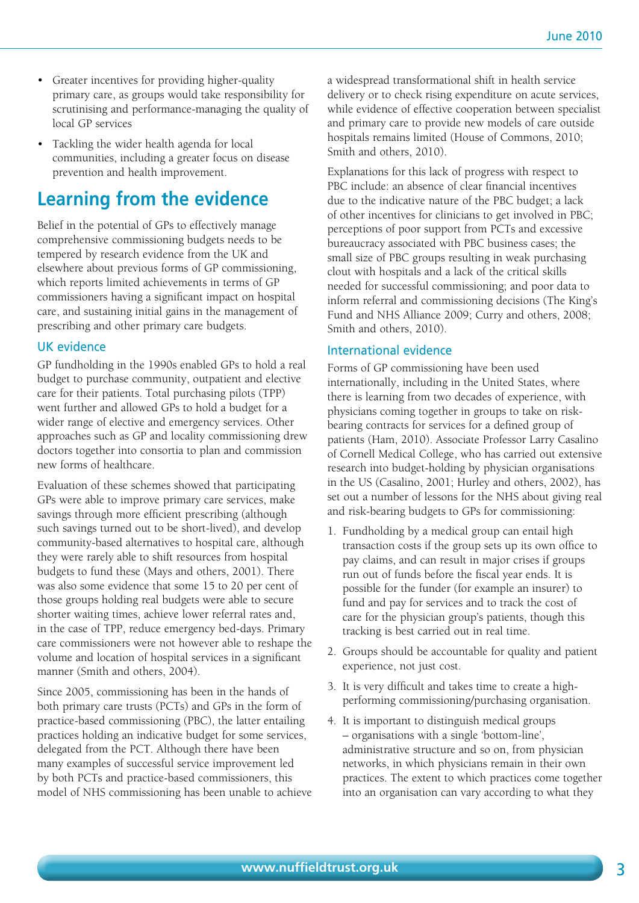- Greater incentives for providing higher-quality primary care, as groups would take responsibility for scrutinising and performance-managing the quality of local GP services
- Tackling the wider health agenda for local communities, including a greater focus on disease prevention and health improvement.

## Learning from the evidence

Belief in the potential of GPs to effectively manage comprehensive commissioning budgets needs to be tempered by research evidence from the UK and elsewhere about previous forms of GP commissioning, which reports limited achievements in terms of GP commissioners having a significant impact on hospital care, and sustaining initial gains in the management of prescribing and other primary care budgets.

### UK evidence

GP fundholding in the 1990s enabled GPs to hold a real budget to purchase community, outpatient and elective care for their patients. Total purchasing pilots (TPP) went further and allowed GPs to hold a budget for a wider range of elective and emergency services. Other approaches such as GP and locality commissioning drew doctors together into consortia to plan and commission new forms of healthcare.

Evaluation of these schemes showed that participating GPs were able to improve primary care services, make savings through more efficient prescribing (although such savings turned out to be short-lived), and develop community-based alternatives to hospital care, although they were rarely able to shift resources from hospital budgets to fund these (Mays and others, 2001). There was also some evidence that some 15 to 20 per cent of those groups holding real budgets were able to secure shorter waiting times, achieve lower referral rates and, in the case of TPP, reduce emergency bed-days. Primary care commissioners were not however able to reshape the volume and location of hospital services in a significant manner (Smith and others, 2004).

Since 2005, commissioning has been in the hands of both primary care trusts (PCTs) and GPs in the form of practice-based commissioning (PBC), the latter entailing practices holding an indicative budget for some services, delegated from the PCT. Although there have been many examples of successful service improvement led by both PCTs and practice-based commissioners, this model of NHS commissioning has been unable to achieve a widespread transformational shift in health service delivery or to check rising expenditure on acute services, while evidence of effective cooperation between specialist and primary care to provide new models of care outside hospitals remains limited (House of Commons, 2010; Smith and others, 2010).

Explanations for this lack of progress with respect to PBC include: an absence of clear financial incentives due to the indicative nature of the PBC budget; a lack of other incentives for clinicians to get involved in PBC; perceptions of poor support from PCTs and excessive bureaucracy associated with PBC business cases; the small size of PBC groups resulting in weak purchasing clout with hospitals and a lack of the critical skills needed for successful commissioning; and poor data to inform referral and commissioning decisions (The King's Fund and NHS Alliance 2009; Curry and others, 2008; Smith and others, 2010).

### International evidence

Forms of GP commissioning have been used internationally, including in the United States, where there is learning from two decades of experience, with physicians coming together in groups to take on risk-bearing contracts for services for a defined group of patients (Ham, 2010). Associate Professor Larry Casalino of Cornell Medical College, who has carried out extensive research into budget-holding by physician organisations in the US (Casalino, 2001; Hurley and others, 2002), has set out a number of lessons for the NHS about giving real and risk-bearing budgets to GPs for commissioning:

1. Fundholding by a medical group can entail high transaction costs if the group sets up its own office to pay claims, and can result in major crises if groups run out of funds before the fiscal year ends. It is possible for the funder (for example an insurer) to fund and pay for services and to track the cost of care for the physician group's patients, though this tracking is best carried out in real time.
2. Groups should be accountable for quality and patient experience, not just cost.
3. It is very difficult and takes time to create a high-performing commissioning/purchasing organisation.
4. It is important to distinguish medical groups – organisations with a single 'bottom-line', administrative structure and so on, from physician networks, in which physicians remain in their own practices. The extent to which practices come together into an organisation can vary according to what they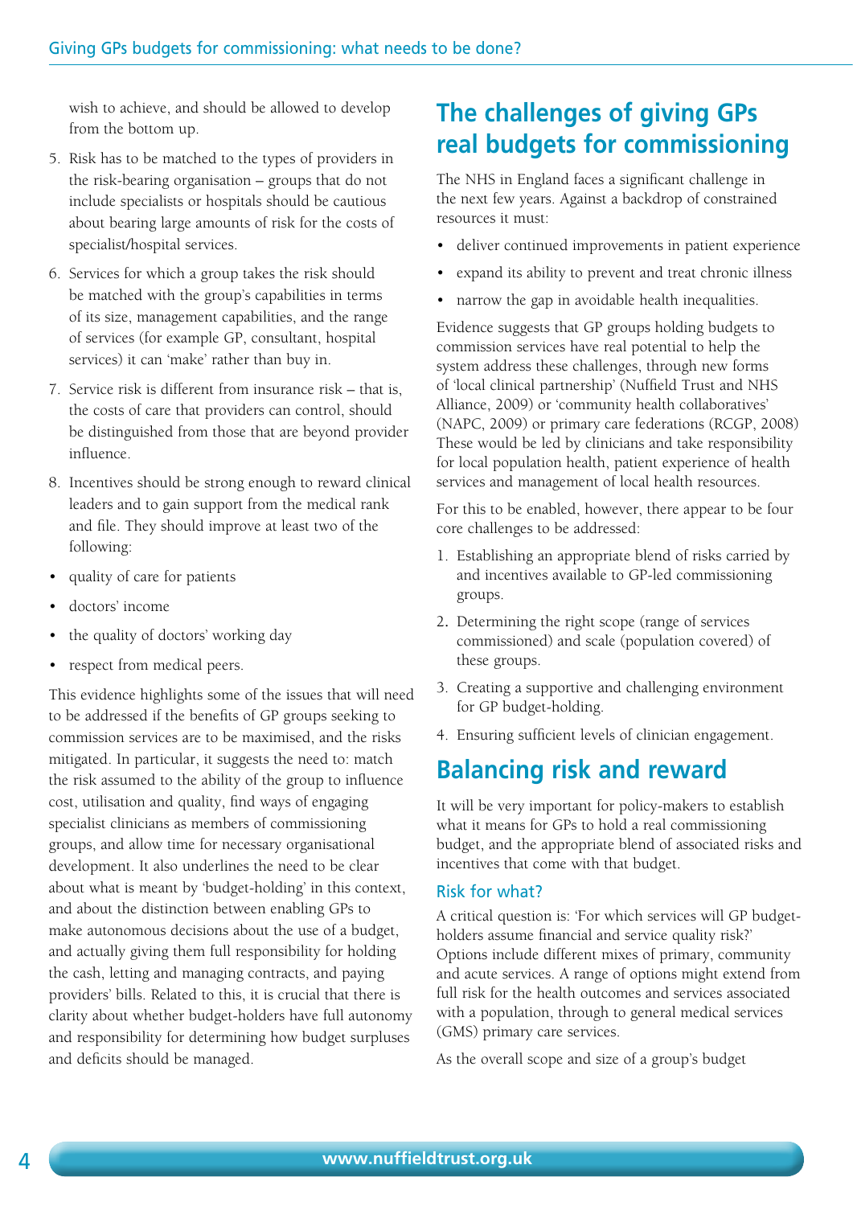wish to achieve, and should be allowed to develop from the bottom up.

5. Risk has to be matched to the types of providers in the risk-bearing organisation – groups that do not include specialists or hospitals should be cautious about bearing large amounts of risk for the costs of specialist/hospital services.
6. Services for which a group takes the risk should be matched with the group's capabilities in terms of its size, management capabilities, and the range of services (for example GP, consultant, hospital services) it can 'make' rather than buy in.
7. Service risk is different from insurance risk – that is, the costs of care that providers can control, should be distinguished from those that are beyond provider influence.
8. Incentives should be strong enough to reward clinical leaders and to gain support from the medical rank and file. They should improve at least two of the following:

- quality of care for patients
- doctors' income
- the quality of doctors' working day
- respect from medical peers.

This evidence highlights some of the issues that will need to be addressed if the benefits of GP groups seeking to commission services are to be maximised, and the risks mitigated. In particular, it suggests the need to: match the risk assumed to the ability of the group to influence cost, utilisation and quality, find ways of engaging specialist clinicians as members of commissioning groups, and allow time for necessary organisational development. It also underlines the need to be clear about what is meant by 'budget-holding' in this context, and about the distinction between enabling GPs to make autonomous decisions about the use of a budget, and actually giving them full responsibility for holding the cash, letting and managing contracts, and paying providers' bills. Related to this, it is crucial that there is clarity about whether budget-holders have full autonomy and responsibility for determining how budget surpluses and deficits should be managed.

## The challenges of giving GPs real budgets for commissioning

The NHS in England faces a significant challenge in the next few years. Against a backdrop of constrained resources it must:

- deliver continued improvements in patient experience
- expand its ability to prevent and treat chronic illness
- narrow the gap in avoidable health inequalities.

Evidence suggests that GP groups holding budgets to commission services have real potential to help the system address these challenges, through new forms of 'local clinical partnership' (Nuffield Trust and NHS Alliance, 2009) or 'community health collaboratives' (NAPC, 2009) or primary care federations (RCGP, 2008) These would be led by clinicians and take responsibility for local population health, patient experience of health services and management of local health resources.

For this to be enabled, however, there appear to be four core challenges to be addressed:

1. Establishing an appropriate blend of risks carried by and incentives available to GP-led commissioning groups.
2. Determining the right scope (range of services commissioned) and scale (population covered) of these groups.
3. Creating a supportive and challenging environment for GP budget-holding.
4. Ensuring sufficient levels of clinician engagement.

## Balancing risk and reward

It will be very important for policy-makers to establish what it means for GPs to hold a real commissioning budget, and the appropriate blend of associated risks and incentives that come with that budget.

### Risk for what?

A critical question is: 'For which services will GP budget-holders assume financial and service quality risk?' Options include different mixes of primary, community and acute services. A range of options might extend from full risk for the health outcomes and services associated with a population, through to general medical services (GMS) primary care services.

As the overall scope and size of a group's budget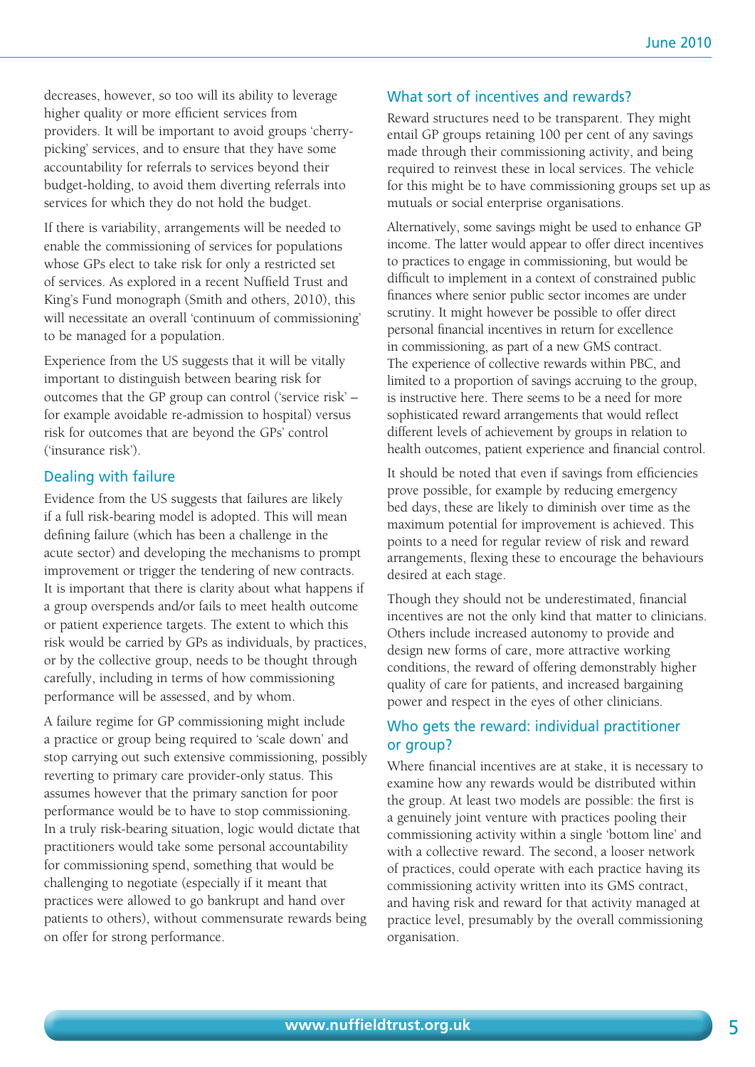decreases, however, so too will its ability to leverage higher quality or more efficient services from providers. It will be important to avoid groups 'cherry-picking' services, and to ensure that they have some accountability for referrals to services beyond their budget-holding, to avoid them diverting referrals into services for which they do not hold the budget.

If there is variability, arrangements will be needed to enable the commissioning of services for populations whose GPs elect to take risk for only a restricted set of services. As explored in a recent Nuffield Trust and King's Fund monograph (Smith and others, 2010), this will necessitate an overall 'continuum of commissioning' to be managed for a population.

Experience from the US suggests that it will be vitally important to distinguish between bearing risk for outcomes that the GP group can control ('service risk' – for example avoidable re-admission to hospital) versus risk for outcomes that are beyond the GPs' control ('insurance risk').

## Dealing with failure

Evidence from the US suggests that failures are likely if a full risk-bearing model is adopted. This will mean defining failure (which has been a challenge in the acute sector) and developing the mechanisms to prompt improvement or trigger the tendering of new contracts. It is important that there is clarity about what happens if a group overspends and/or fails to meet health outcome or patient experience targets. The extent to which this risk would be carried by GPs as individuals, by practices, or by the collective group, needs to be thought through carefully, including in terms of how commissioning performance will be assessed, and by whom.

A failure regime for GP commissioning might include a practice or group being required to 'scale down' and stop carrying out such extensive commissioning, possibly reverting to primary care provider-only status. This assumes however that the primary sanction for poor performance would be to have to stop commissioning. In a truly risk-bearing situation, logic would dictate that practitioners would take some personal accountability for commissioning spend, something that would be challenging to negotiate (especially if it meant that practices were allowed to go bankrupt and hand over patients to others), without commensurate rewards being on offer for strong performance.

## What sort of incentives and rewards?

Reward structures need to be transparent. They might entail GP groups retaining 100 per cent of any savings made through their commissioning activity, and being required to reinvest these in local services. The vehicle for this might be to have commissioning groups set up as mutuals or social enterprise organisations.

Alternatively, some savings might be used to enhance GP income. The latter would appear to offer direct incentives to practices to engage in commissioning, but would be difficult to implement in a context of constrained public finances where senior public sector incomes are under scrutiny. It might however be possible to offer direct personal financial incentives in return for excellence in commissioning, as part of a new GMS contract. The experience of collective rewards within PBC, and limited to a proportion of savings accruing to the group, is instructive here. There seems to be a need for more sophisticated reward arrangements that would reflect different levels of achievement by groups in relation to health outcomes, patient experience and financial control.

It should be noted that even if savings from efficiencies prove possible, for example by reducing emergency bed days, these are likely to diminish over time as the maximum potential for improvement is achieved. This points to a need for regular review of risk and reward arrangements, flexing these to encourage the behaviours desired at each stage.

Though they should not be underestimated, financial incentives are not the only kind that matter to clinicians. Others include increased autonomy to provide and design new forms of care, more attractive working conditions, the reward of offering demonstrably higher quality of care for patients, and increased bargaining power and respect in the eyes of other clinicians.

## Who gets the reward: individual practitioner or group?

Where financial incentives are at stake, it is necessary to examine how any rewards would be distributed within the group. At least two models are possible: the first is a genuinely joint venture with practices pooling their commissioning activity within a single 'bottom line' and with a collective reward. The second, a looser network of practices, could operate with each practice having its commissioning activity written into its GMS contract, and having risk and reward for that activity managed at practice level, presumably by the overall commissioning organisation.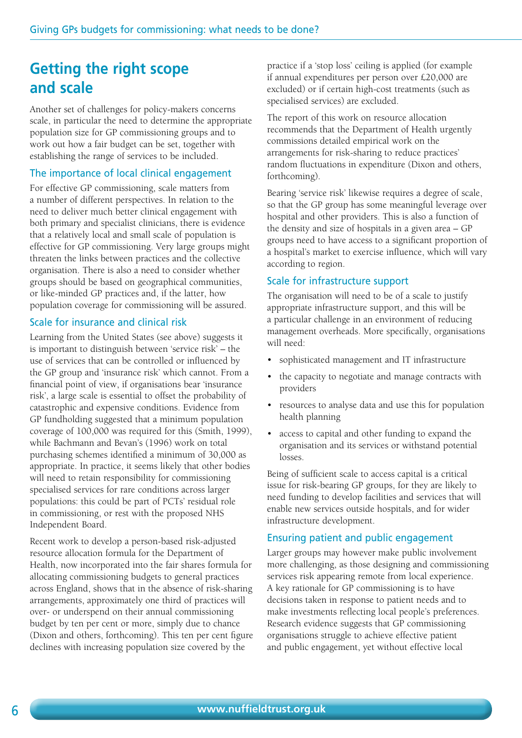## Getting the right scope and scale

Another set of challenges for policy-makers concerns scale, in particular the need to determine the appropriate population size for GP commissioning groups and to work out how a fair budget can be set, together with establishing the range of services to be included.

### The importance of local clinical engagement

For effective GP commissioning, scale matters from a number of different perspectives. In relation to the need to deliver much better clinical engagement with both primary and specialist clinicians, there is evidence that a relatively local and small scale of population is effective for GP commissioning. Very large groups might threaten the links between practices and the collective organisation. There is also a need to consider whether groups should be based on geographical communities, or like-minded GP practices and, if the latter, how population coverage for commissioning will be assured.

### Scale for insurance and clinical risk

Learning from the United States (see above) suggests it is important to distinguish between 'service risk' – the use of services that can be controlled or influenced by the GP group and 'insurance risk' which cannot. From a financial point of view, if organisations bear 'insurance risk', a large scale is essential to offset the probability of catastrophic and expensive conditions. Evidence from GP fundholding suggested that a minimum population coverage of 100,000 was required for this (Smith, 1999), while Bachmann and Bevan's (1996) work on total purchasing schemes identified a minimum of 30,000 as appropriate. In practice, it seems likely that other bodies will need to retain responsibility for commissioning specialised services for rare conditions across larger populations: this could be part of PCTs' residual role in commissioning, or rest with the proposed NHS Independent Board.

Recent work to develop a person-based risk-adjusted resource allocation formula for the Department of Health, now incorporated into the fair shares formula for allocating commissioning budgets to general practices across England, shows that in the absence of risk-sharing arrangements, approximately one third of practices will over- or underspend on their annual commissioning budget by ten per cent or more, simply due to chance (Dixon and others, forthcoming). This ten per cent figure declines with increasing population size covered by the practice if a 'stop loss' ceiling is applied (for example if annual expenditures per person over £20,000 are excluded) or if certain high-cost treatments (such as specialised services) are excluded.

The report of this work on resource allocation recommends that the Department of Health urgently commissions detailed empirical work on the arrangements for risk-sharing to reduce practices' random fluctuations in expenditure (Dixon and others, forthcoming).

Bearing 'service risk' likewise requires a degree of scale, so that the GP group has some meaningful leverage over hospital and other providers. This is also a function of the density and size of hospitals in a given area – GP groups need to have access to a significant proportion of a hospital's market to exercise influence, which will vary according to region.

### Scale for infrastructure support

The organisation will need to be of a scale to justify appropriate infrastructure support, and this will be a particular challenge in an environment of reducing management overheads. More specifically, organisations will need:

- sophisticated management and IT infrastructure
- the capacity to negotiate and manage contracts with providers
- resources to analyse data and use this for population health planning
- access to capital and other funding to expand the organisation and its services or withstand potential losses.

Being of sufficient scale to access capital is a critical issue for risk-bearing GP groups, for they are likely to need funding to develop facilities and services that will enable new services outside hospitals, and for wider infrastructure development.

### Ensuring patient and public engagement

Larger groups may however make public involvement more challenging, as those designing and commissioning services risk appearing remote from local experience. A key rationale for GP commissioning is to have decisions taken in response to patient needs and to make investments reflecting local people's preferences. Research evidence suggests that GP commissioning organisations struggle to achieve effective patient and public engagement, yet without effective local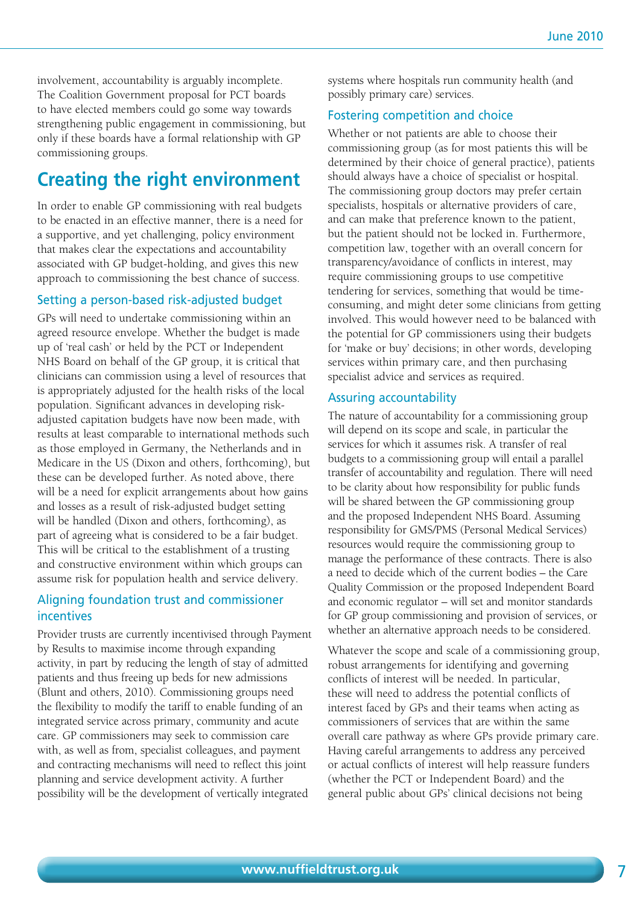involvement, accountability is arguably incomplete. The Coalition Government proposal for PCT boards to have elected members could go some way towards strengthening public engagement in commissioning, but only if these boards have a formal relationship with GP commissioning groups.

## Creating the right environment

In order to enable GP commissioning with real budgets to be enacted in an effective manner, there is a need for a supportive, and yet challenging, policy environment that makes clear the expectations and accountability associated with GP budget-holding, and gives this new approach to commissioning the best chance of success.

### Setting a person-based risk-adjusted budget

GPs will need to undertake commissioning within an agreed resource envelope. Whether the budget is made up of 'real cash' or held by the PCT or Independent NHS Board on behalf of the GP group, it is critical that clinicians can commission using a level of resources that is appropriately adjusted for the health risks of the local population. Significant advances in developing risk-adjusted capitation budgets have now been made, with results at least comparable to international methods such as those employed in Germany, the Netherlands and in Medicare in the US (Dixon and others, forthcoming), but these can be developed further. As noted above, there will be a need for explicit arrangements about how gains and losses as a result of risk-adjusted budget setting will be handled (Dixon and others, forthcoming), as part of agreeing what is considered to be a fair budget. This will be critical to the establishment of a trusting and constructive environment within which groups can assume risk for population health and service delivery.

### Aligning foundation trust and commissioner incentives

Provider trusts are currently incentivised through Payment by Results to maximise income through expanding activity, in part by reducing the length of stay of admitted patients and thus freeing up beds for new admissions (Blunt and others, 2010). Commissioning groups need the flexibility to modify the tariff to enable funding of an integrated service across primary, community and acute care. GP commissioners may seek to commission care with, as well as from, specialist colleagues, and payment and contracting mechanisms will need to reflect this joint planning and service development activity. A further possibility will be the development of vertically integrated systems where hospitals run community health (and possibly primary care) services.

### Fostering competition and choice

Whether or not patients are able to choose their commissioning group (as for most patients this will be determined by their choice of general practice), patients should always have a choice of specialist or hospital. The commissioning group doctors may prefer certain specialists, hospitals or alternative providers of care, and can make that preference known to the patient, but the patient should not be locked in. Furthermore, competition law, together with an overall concern for transparency/avoidance of conflicts in interest, may require commissioning groups to use competitive tendering for services, something that would be time-consuming, and might deter some clinicians from getting involved. This would however need to be balanced with the potential for GP commissioners using their budgets for 'make or buy' decisions; in other words, developing services within primary care, and then purchasing specialist advice and services as required.

### Assuring accountability

The nature of accountability for a commissioning group will depend on its scope and scale, in particular the services for which it assumes risk. A transfer of real budgets to a commissioning group will entail a parallel transfer of accountability and regulation. There will need to be clarity about how responsibility for public funds will be shared between the GP commissioning group and the proposed Independent NHS Board. Assuming responsibility for GMS/PMS (Personal Medical Services) resources would require the commissioning group to manage the performance of these contracts. There is also a need to decide which of the current bodies – the Care Quality Commission or the proposed Independent Board and economic regulator – will set and monitor standards for GP group commissioning and provision of services, or whether an alternative approach needs to be considered.

Whatever the scope and scale of a commissioning group, robust arrangements for identifying and governing conflicts of interest will be needed. In particular, these will need to address the potential conflicts of interest faced by GPs and their teams when acting as commissioners of services that are within the same overall care pathway as where GPs provide primary care. Having careful arrangements to address any perceived or actual conflicts of interest will help reassure funders (whether the PCT or Independent Board) and the general public about GPs' clinical decisions not being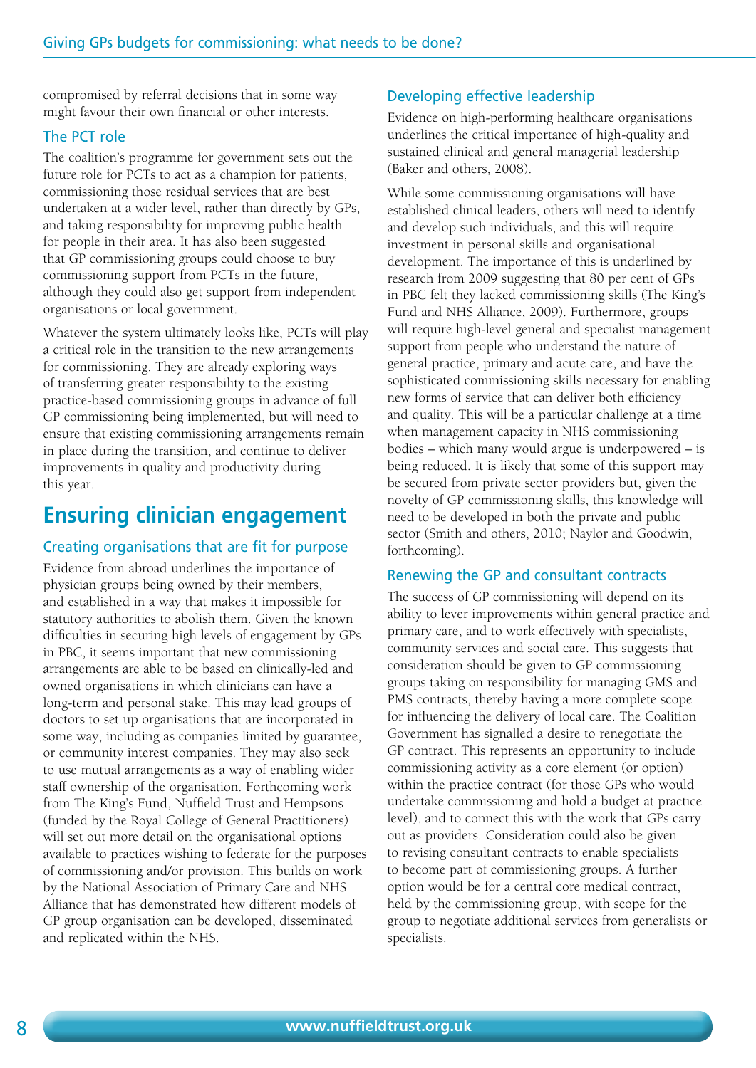compromised by referral decisions that in some way might favour their own financial or other interests.

### The PCT role

The coalition's programme for government sets out the future role for PCTs to act as a champion for patients, commissioning those residual services that are best undertaken at a wider level, rather than directly by GPs, and taking responsibility for improving public health for people in their area. It has also been suggested that GP commissioning groups could choose to buy commissioning support from PCTs in the future, although they could also get support from independent organisations or local government.

Whatever the system ultimately looks like, PCTs will play a critical role in the transition to the new arrangements for commissioning. They are already exploring ways of transferring greater responsibility to the existing practice-based commissioning groups in advance of full GP commissioning being implemented, but will need to ensure that existing commissioning arrangements remain in place during the transition, and continue to deliver improvements in quality and productivity during this year.

## Ensuring clinician engagement

### Creating organisations that are fit for purpose

Evidence from abroad underlines the importance of physician groups being owned by their members, and established in a way that makes it impossible for statutory authorities to abolish them. Given the known difficulties in securing high levels of engagement by GPs in PBC, it seems important that new commissioning arrangements are able to be based on clinically-led and owned organisations in which clinicians can have a long-term and personal stake. This may lead groups of doctors to set up organisations that are incorporated in some way, including as companies limited by guarantee, or community interest companies. They may also seek to use mutual arrangements as a way of enabling wider staff ownership of the organisation. Forthcoming work from The King's Fund, Nuffield Trust and Hempsons (funded by the Royal College of General Practitioners) will set out more detail on the organisational options available to practices wishing to federate for the purposes of commissioning and/or provision. This builds on work by the National Association of Primary Care and NHS Alliance that has demonstrated how different models of GP group organisation can be developed, disseminated and replicated within the NHS.

### Developing effective leadership

Evidence on high-performing healthcare organisations underlines the critical importance of high-quality and sustained clinical and general managerial leadership (Baker and others, 2008).

While some commissioning organisations will have established clinical leaders, others will need to identify and develop such individuals, and this will require investment in personal skills and organisational development. The importance of this is underlined by research from 2009 suggesting that 80 per cent of GPs in PBC felt they lacked commissioning skills (The King's Fund and NHS Alliance, 2009). Furthermore, groups will require high-level general and specialist management support from people who understand the nature of general practice, primary and acute care, and have the sophisticated commissioning skills necessary for enabling new forms of service that can deliver both efficiency and quality. This will be a particular challenge at a time when management capacity in NHS commissioning bodies – which many would argue is underpowered – is being reduced. It is likely that some of this support may be secured from private sector providers but, given the novelty of GP commissioning skills, this knowledge will need to be developed in both the private and public sector (Smith and others, 2010; Naylor and Goodwin, forthcoming).

### Renewing the GP and consultant contracts

The success of GP commissioning will depend on its ability to lever improvements within general practice and primary care, and to work effectively with specialists, community services and social care. This suggests that consideration should be given to GP commissioning groups taking on responsibility for managing GMS and PMS contracts, thereby having a more complete scope for influencing the delivery of local care. The Coalition Government has signalled a desire to renegotiate the GP contract. This represents an opportunity to include commissioning activity as a core element (or option) within the practice contract (for those GPs who would undertake commissioning and hold a budget at practice level), and to connect this with the work that GPs carry out as providers. Consideration could also be given to revising consultant contracts to enable specialists to become part of commissioning groups. A further option would be for a central core medical contract, held by the commissioning group, with scope for the group to negotiate additional services from generalists or specialists.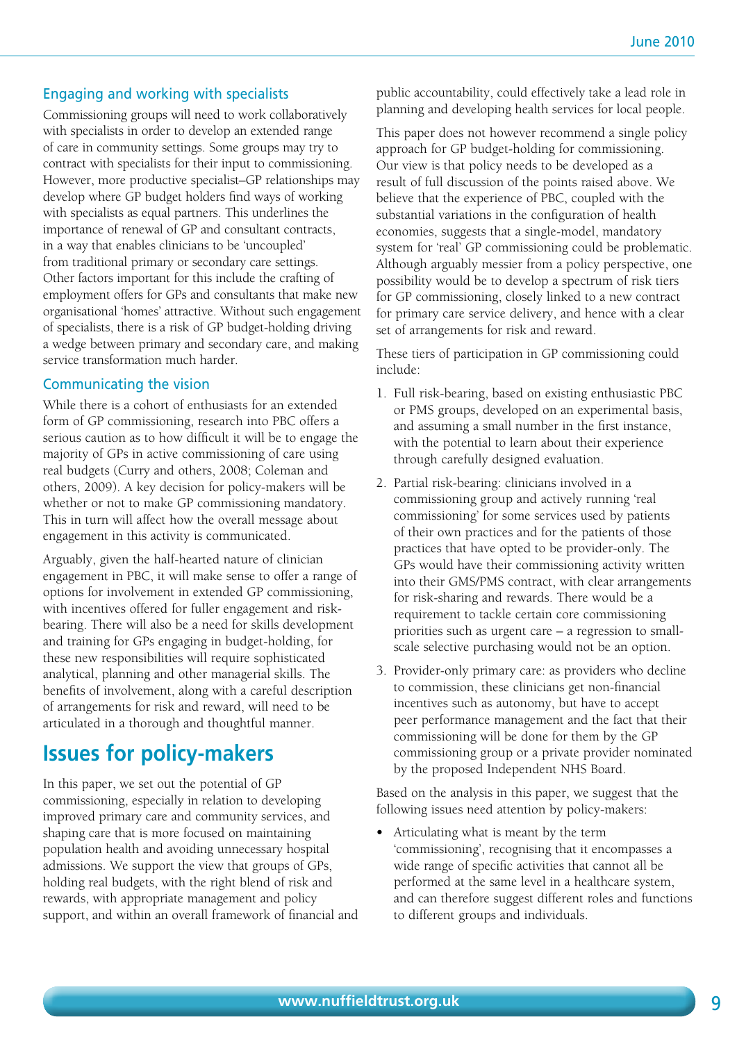### Engaging and working with specialists

Commissioning groups will need to work collaboratively with specialists in order to develop an extended range of care in community settings. Some groups may try to contract with specialists for their input to commissioning. However, more productive specialist–GP relationships may develop where GP budget holders find ways of working with specialists as equal partners. This underlines the importance of renewal of GP and consultant contracts, in a way that enables clinicians to be 'uncoupled' from traditional primary or secondary care settings. Other factors important for this include the crafting of employment offers for GPs and consultants that make new organisational 'homes' attractive. Without such engagement of specialists, there is a risk of GP budget-holding driving a wedge between primary and secondary care, and making service transformation much harder.

### Communicating the vision

While there is a cohort of enthusiasts for an extended form of GP commissioning, research into PBC offers a serious caution as to how difficult it will be to engage the majority of GPs in active commissioning of care using real budgets (Curry and others, 2008; Coleman and others, 2009). A key decision for policy-makers will be whether or not to make GP commissioning mandatory. This in turn will affect how the overall message about engagement in this activity is communicated.

Arguably, given the half-hearted nature of clinician engagement in PBC, it will make sense to offer a range of options for involvement in extended GP commissioning, with incentives offered for fuller engagement and risk-bearing. There will also be a need for skills development and training for GPs engaging in budget-holding, for these new responsibilities will require sophisticated analytical, planning and other managerial skills. The benefits of involvement, along with a careful description of arrangements for risk and reward, will need to be articulated in a thorough and thoughtful manner.

## Issues for policy-makers

In this paper, we set out the potential of GP commissioning, especially in relation to developing improved primary care and community services, and shaping care that is more focused on maintaining population health and avoiding unnecessary hospital admissions. We support the view that groups of GPs, holding real budgets, with the right blend of risk and rewards, with appropriate management and policy support, and within an overall framework of financial and public accountability, could effectively take a lead role in planning and developing health services for local people.

This paper does not however recommend a single policy approach for GP budget-holding for commissioning. Our view is that policy needs to be developed as a result of full discussion of the points raised above. We believe that the experience of PBC, coupled with the substantial variations in the configuration of health economies, suggests that a single-model, mandatory system for 'real' GP commissioning could be problematic. Although arguably messier from a policy perspective, one possibility would be to develop a spectrum of risk tiers for GP commissioning, closely linked to a new contract for primary care service delivery, and hence with a clear set of arrangements for risk and reward.

These tiers of participation in GP commissioning could include:

1. Full risk-bearing, based on existing enthusiastic PBC or PMS groups, developed on an experimental basis, and assuming a small number in the first instance, with the potential to learn about their experience through carefully designed evaluation.
2. Partial risk-bearing: clinicians involved in a commissioning group and actively running 'real commissioning' for some services used by patients of their own practices and for the patients of those practices that have opted to be provider-only. The GPs would have their commissioning activity written into their GMS/PMS contract, with clear arrangements for risk-sharing and rewards. There would be a requirement to tackle certain core commissioning priorities such as urgent care – a regression to small-scale selective purchasing would not be an option.
3. Provider-only primary care: as providers who decline to commission, these clinicians get non-financial incentives such as autonomy, but have to accept peer performance management and the fact that their commissioning will be done for them by the GP commissioning group or a private provider nominated by the proposed Independent NHS Board.

Based on the analysis in this paper, we suggest that the following issues need attention by policy-makers:

- Articulating what is meant by the term 'commissioning', recognising that it encompasses a wide range of specific activities that cannot all be performed at the same level in a healthcare system, and can therefore suggest different roles and functions to different groups and individuals.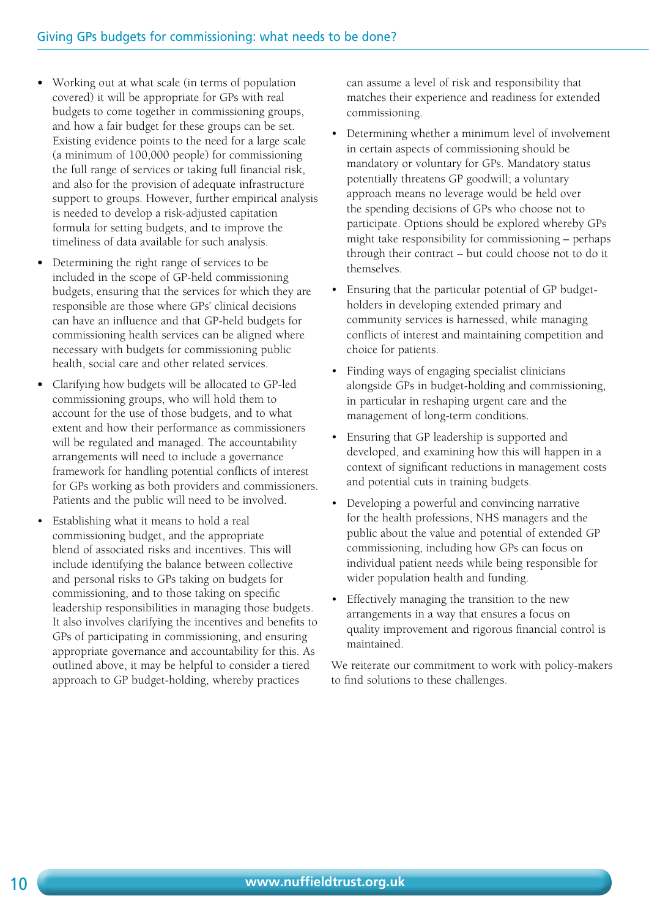- Working out at what scale (in terms of population covered) it will be appropriate for GPs with real budgets to come together in commissioning groups, and how a fair budget for these groups can be set. Existing evidence points to the need for a large scale (a minimum of 100,000 people) for commissioning the full range of services or taking full financial risk, and also for the provision of adequate infrastructure support to groups. However, further empirical analysis is needed to develop a risk-adjusted capitation formula for setting budgets, and to improve the timeliness of data available for such analysis.
- Determining the right range of services to be included in the scope of GP-held commissioning budgets, ensuring that the services for which they are responsible are those where GPs' clinical decisions can have an influence and that GP-held budgets for commissioning health services can be aligned where necessary with budgets for commissioning public health, social care and other related services.
- Clarifying how budgets will be allocated to GP-led commissioning groups, who will hold them to account for the use of those budgets, and to what extent and how their performance as commissioners will be regulated and managed. The accountability arrangements will need to include a governance framework for handling potential conflicts of interest for GPs working as both providers and commissioners. Patients and the public will need to be involved.
- Establishing what it means to hold a real commissioning budget, and the appropriate blend of associated risks and incentives. This will include identifying the balance between collective and personal risks to GPs taking on budgets for commissioning, and to those taking on specific leadership responsibilities in managing those budgets. It also involves clarifying the incentives and benefits to GPs of participating in commissioning, and ensuring appropriate governance and accountability for this. As outlined above, it may be helpful to consider a tiered approach to GP budget-holding, whereby practices can assume a level of risk and responsibility that matches their experience and readiness for extended commissioning.
- Determining whether a minimum level of involvement in certain aspects of commissioning should be mandatory or voluntary for GPs. Mandatory status potentially threatens GP goodwill; a voluntary approach means no leverage would be held over the spending decisions of GPs who choose not to participate. Options should be explored whereby GPs might take responsibility for commissioning – perhaps through their contract – but could choose not to do it themselves.
- Ensuring that the particular potential of GP budget-holders in developing extended primary and community services is harnessed, while managing conflicts of interest and maintaining competition and choice for patients.
- Finding ways of engaging specialist clinicians alongside GPs in budget-holding and commissioning, in particular in reshaping urgent care and the management of long-term conditions.
- Ensuring that GP leadership is supported and developed, and examining how this will happen in a context of significant reductions in management costs and potential cuts in training budgets.
- Developing a powerful and convincing narrative for the health professions, NHS managers and the public about the value and potential of extended GP commissioning, including how GPs can focus on individual patient needs while being responsible for wider population health and funding.
- Effectively managing the transition to the new arrangements in a way that ensures a focus on quality improvement and rigorous financial control is maintained.

We reiterate our commitment to work with policy-makers to find solutions to these challenges.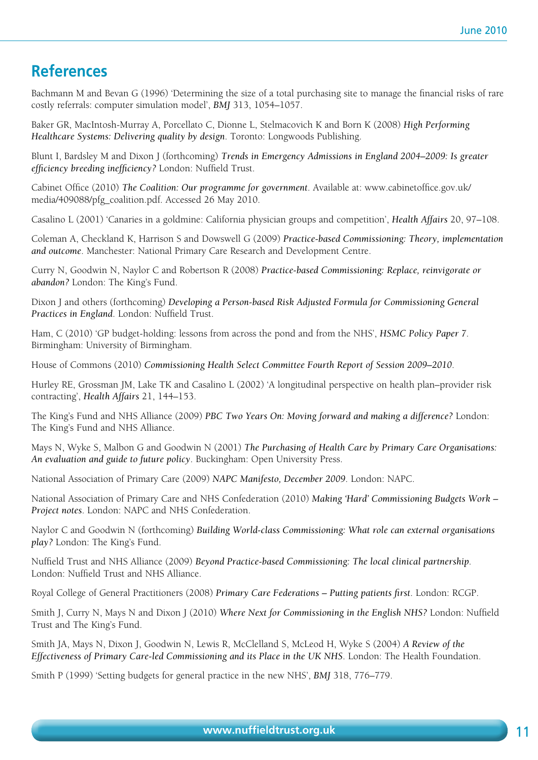## References

Bachmann M and Bevan G (1996) 'Determining the size of a total purchasing site to manage the financial risks of rare costly referrals: computer simulation model', *BMJ* 313, 1054–1057.

Baker GR, MacIntosh-Murray A, Porcellato C, Dionne L, Stelmacovich K and Born K (2008) *High Performing Healthcare Systems: Delivering quality by design*. Toronto: Longwoods Publishing.

Blunt I, Bardsley M and Dixon J (forthcoming) *Trends in Emergency Admissions in England 2004–2009: Is greater efficiency breeding inefficiency?* London: Nuffield Trust.

Cabinet Office (2010) *The Coalition: Our programme for government*. Available at: www.cabinetoffice.gov.uk/media/409088/pfg_coalition.pdf. Accessed 26 May 2010.

Casalino L (2001) 'Canaries in a goldmine: California physician groups and competition', *Health Affairs* 20, 97–108.

Coleman A, Checkland K, Harrison S and Dowswell G (2009) *Practice-based Commissioning: Theory, implementation and outcome*. Manchester: National Primary Care Research and Development Centre.

Curry N, Goodwin N, Naylor C and Robertson R (2008) *Practice-based Commissioning: Replace, reinvigorate or abandon?* London: The King's Fund.

Dixon J and others (forthcoming) *Developing a Person-based Risk Adjusted Formula for Commissioning General Practices in England*. London: Nuffield Trust.

Ham, C (2010) 'GP budget-holding: lessons from across the pond and from the NHS', *HSMC Policy Paper 7*. Birmingham: University of Birmingham.

House of Commons (2010) *Commissioning Health Select Committee Fourth Report of Session 2009–2010*.

Hurley RE, Grossman JM, Lake TK and Casalino L (2002) 'A longitudinal perspective on health plan–provider risk contracting', *Health Affairs* 21, 144–153.

The King's Fund and NHS Alliance (2009) *PBC Two Years On: Moving forward and making a difference?* London: The King's Fund and NHS Alliance.

Mays N, Wyke S, Malbon G and Goodwin N (2001) *The Purchasing of Health Care by Primary Care Organisations: An evaluation and guide to future policy*. Buckingham: Open University Press.

National Association of Primary Care (2009) *NAPC Manifesto, December 2009*. London: NAPC.

National Association of Primary Care and NHS Confederation (2010) *Making 'Hard' Commissioning Budgets Work – Project notes*. London: NAPC and NHS Confederation.

Naylor C and Goodwin N (forthcoming) *Building World-class Commissioning: What role can external organisations play?* London: The King's Fund.

Nuffield Trust and NHS Alliance (2009) *Beyond Practice-based Commissioning: The local clinical partnership*. London: Nuffield Trust and NHS Alliance.

Royal College of General Practitioners (2008) *Primary Care Federations – Putting patients first*. London: RCGP.

Smith J, Curry N, Mays N and Dixon J (2010) *Where Next for Commissioning in the English NHS?* London: Nuffield Trust and The King's Fund.

Smith JA, Mays N, Dixon J, Goodwin N, Lewis R, McClelland S, McLeod H, Wyke S (2004) *A Review of the Effectiveness of Primary Care-led Commissioning and its Place in the UK NHS*. London: The Health Foundation.

Smith P (1999) 'Setting budgets for general practice in the new NHS', *BMJ* 318, 776–779.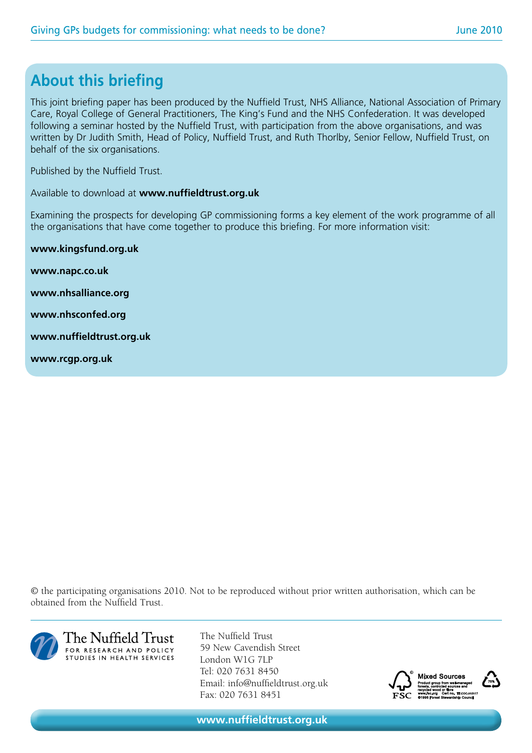## About this briefing

This joint briefing paper has been produced by the Nuffield Trust, NHS Alliance, National Association of Primary Care, Royal College of General Practitioners, The King's Fund and the NHS Confederation. It was developed following a seminar hosted by the Nuffield Trust, with participation from the above organisations, and was written by Dr Judith Smith, Head of Policy, Nuffield Trust, and Ruth Thorlby, Senior Fellow, Nuffield Trust, on behalf of the six organisations.

Published by the Nuffield Trust.

Available to download at **www.nuffieldtrust.org.uk**

Examining the prospects for developing GP commissioning forms a key element of the work programme of all the organisations that have come together to produce this briefing. For more information visit:

**www.kingsfund.org.uk**

**www.napc.co.uk**

**www.nhsalliance.org**

**www.nhsconfed.org**

**www.nuffieldtrust.org.uk**

**www.rcgp.org.uk**

© the participating organisations 2010. Not to be reproduced without prior written authorisation, which can be obtained from the Nuffield Trust.

The Nuffield Trust
FOR RESEARCH AND POLICY STUDIES IN HEALTH SERVICES

The Nuffield Trust
59 New Cavendish Street
London W1G 7LP
Tel: 020 7631 8450
Email: info@nuffieldtrust.org.uk
Fax: 020 7631 8451

Mixed Sources
Product group from well-managed forests, controlled sources and recycled wood or fibre
www.fsc.org Cert no. TT-COC-003417
©1996 Forest Stewardship Council

**www.nuffieldtrust.org.uk**